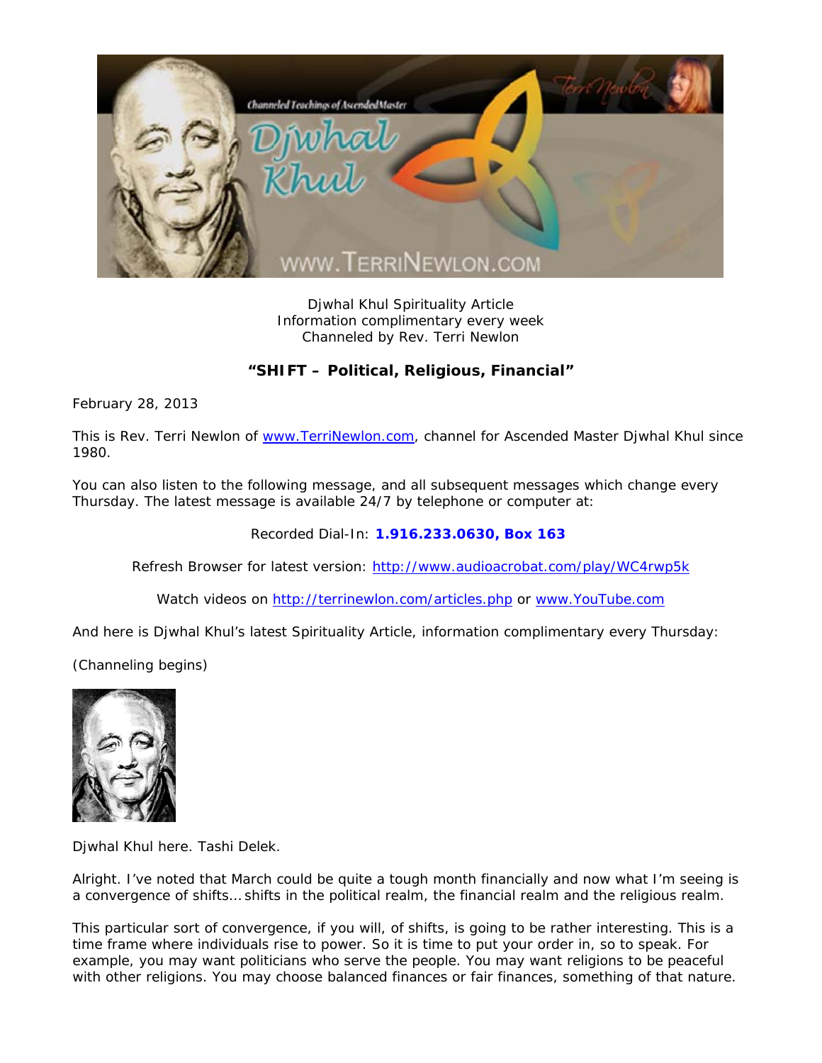Djwhal Khul Spirituality Article
Information complimentary every week
Channeled by Rev. Terri Newlon

## "SHIFT – Political, Religious, Financial"

February 28, 2013

This is Rev. Terri Newlon of www.TerriNewlon.com, channel for Ascended Master Djwhal Khul since 1980.

You can also listen to the following message, and all subsequent messages which change every Thursday. The latest message is available 24/7 by telephone or computer at:

Recorded Dial-In: **1.916.233.0630, Box 163**

Refresh Browser for latest version: http://www.audioacrobat.com/play/WC4rwp5k

Watch videos on http://terrinewlon.com/articles.php or www.YouTube.com

And here is Djwhal Khul's latest Spirituality Article, information complimentary every Thursday:

(Channeling begins)

Djwhal Khul here. Tashi Delek.

Alright. I've noted that March could be quite a tough month financially and now what I'm seeing is a convergence of shifts… shifts in the political realm, the financial realm and the religious realm.

This particular sort of convergence, if you will, of shifts, is going to be rather interesting. This is a time frame where individuals rise to power. So it is time to put your order in, so to speak. For example, you may want politicians who serve the people. You may want religions to be peaceful with other religions. You may choose balanced finances or fair finances, something of that nature.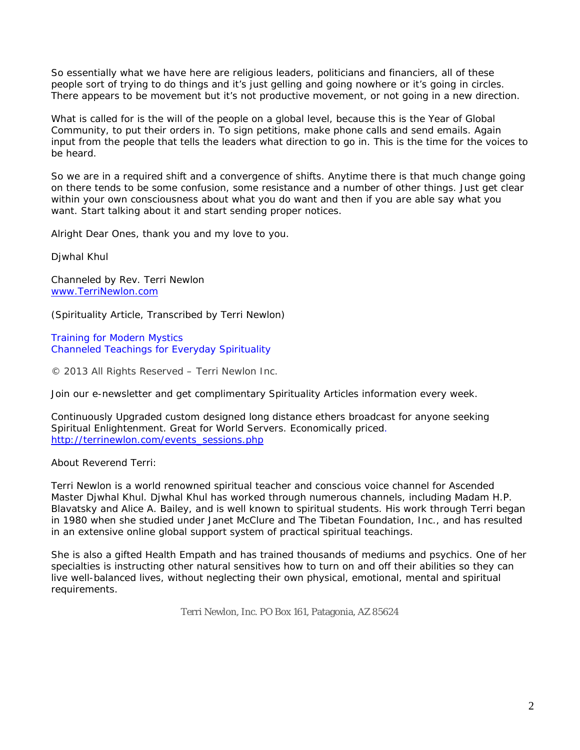So essentially what we have here are religious leaders, politicians and financiers, all of these people sort of trying to do things and it's just gelling and going nowhere or it's going in circles. There appears to be movement but it's not productive movement, or not going in a new direction.

What is called for is the will of the people on a global level, because this is the Year of Global Community, to put their orders in. To sign petitions, make phone calls and send emails. Again input from the people that tells the leaders what direction to go in. This is the time for the voices to be heard.

So we are in a required shift and a convergence of shifts. Anytime there is that much change going on there tends to be some confusion, some resistance and a number of other things. Just get clear within your own consciousness about what you do want and then if you are able say what you want. Start talking about it and start sending proper notices.

Alright Dear Ones, thank you and my love to you.

Djwhal Khul

Channeled by Rev. Terri Newlon
www.TerriNewlon.com

(Spirituality Article, Transcribed by Terri Newlon)

Training for Modern Mystics
Channeled Teachings for Everyday Spirituality

© 2013 All Rights Reserved – Terri Newlon Inc.

Join our e-newsletter and get complimentary Spirituality Articles information every week.

Continuously Upgraded custom designed long distance ethers broadcast for anyone seeking Spiritual Enlightenment. Great for World Servers. Economically priced.
http://terrinewlon.com/events_sessions.php

About Reverend Terri:

Terri Newlon is a world renowned spiritual teacher and conscious voice channel for Ascended Master Djwhal Khul. Djwhal Khul has worked through numerous channels, including Madam H.P. Blavatsky and Alice A. Bailey, and is well known to spiritual students. His work through Terri began in 1980 when she studied under Janet McClure and The Tibetan Foundation, Inc., and has resulted in an extensive online global support system of practical spiritual teachings.

She is also a gifted Health Empath and has trained thousands of mediums and psychics. One of her specialties is instructing other natural sensitives how to turn on and off their abilities so they can live well-balanced lives, without neglecting their own physical, emotional, mental and spiritual requirements.

Terri Newlon, Inc. PO Box 161, Patagonia, AZ 85624